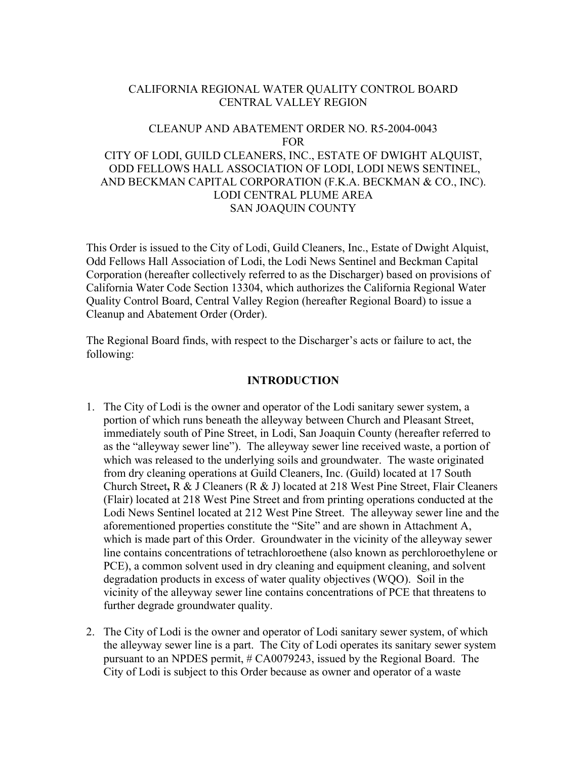CALIFORNIA REGIONAL WATER QUALITY CONTROL BOARD
CENTRAL VALLEY REGION

CLEANUP AND ABATEMENT ORDER NO. R5-2004-0043
FOR
CITY OF LODI, GUILD CLEANERS, INC., ESTATE OF DWIGHT ALQUIST,
ODD FELLOWS HALL ASSOCIATION OF LODI, LODI NEWS SENTINEL,
AND BECKMAN CAPITAL CORPORATION (F.K.A. BECKMAN & CO., INC).
LODI CENTRAL PLUME AREA
SAN JOAQUIN COUNTY

This Order is issued to the City of Lodi, Guild Cleaners, Inc., Estate of Dwight Alquist, Odd Fellows Hall Association of Lodi, the Lodi News Sentinel and Beckman Capital Corporation (hereafter collectively referred to as the Discharger) based on provisions of California Water Code Section 13304, which authorizes the California Regional Water Quality Control Board, Central Valley Region (hereafter Regional Board) to issue a Cleanup and Abatement Order (Order).

The Regional Board finds, with respect to the Discharger's acts or failure to act, the following:

## INTRODUCTION

1. The City of Lodi is the owner and operator of the Lodi sanitary sewer system, a portion of which runs beneath the alleyway between Church and Pleasant Street, immediately south of Pine Street, in Lodi, San Joaquin County (hereafter referred to as the "alleyway sewer line"). The alleyway sewer line received waste, a portion of which was released to the underlying soils and groundwater. The waste originated from dry cleaning operations at Guild Cleaners, Inc. (Guild) located at 17 South Church Street**,** R & J Cleaners (R & J) located at 218 West Pine Street, Flair Cleaners (Flair) located at 218 West Pine Street and from printing operations conducted at the Lodi News Sentinel located at 212 West Pine Street. The alleyway sewer line and the aforementioned properties constitute the "Site" and are shown in Attachment A, which is made part of this Order. Groundwater in the vicinity of the alleyway sewer line contains concentrations of tetrachloroethene (also known as perchloroethylene or PCE), a common solvent used in dry cleaning and equipment cleaning, and solvent degradation products in excess of water quality objectives (WQO). Soil in the vicinity of the alleyway sewer line contains concentrations of PCE that threatens to further degrade groundwater quality.

2. The City of Lodi is the owner and operator of Lodi sanitary sewer system, of which the alleyway sewer line is a part. The City of Lodi operates its sanitary sewer system pursuant to an NPDES permit, # CA0079243, issued by the Regional Board. The City of Lodi is subject to this Order because as owner and operator of a waste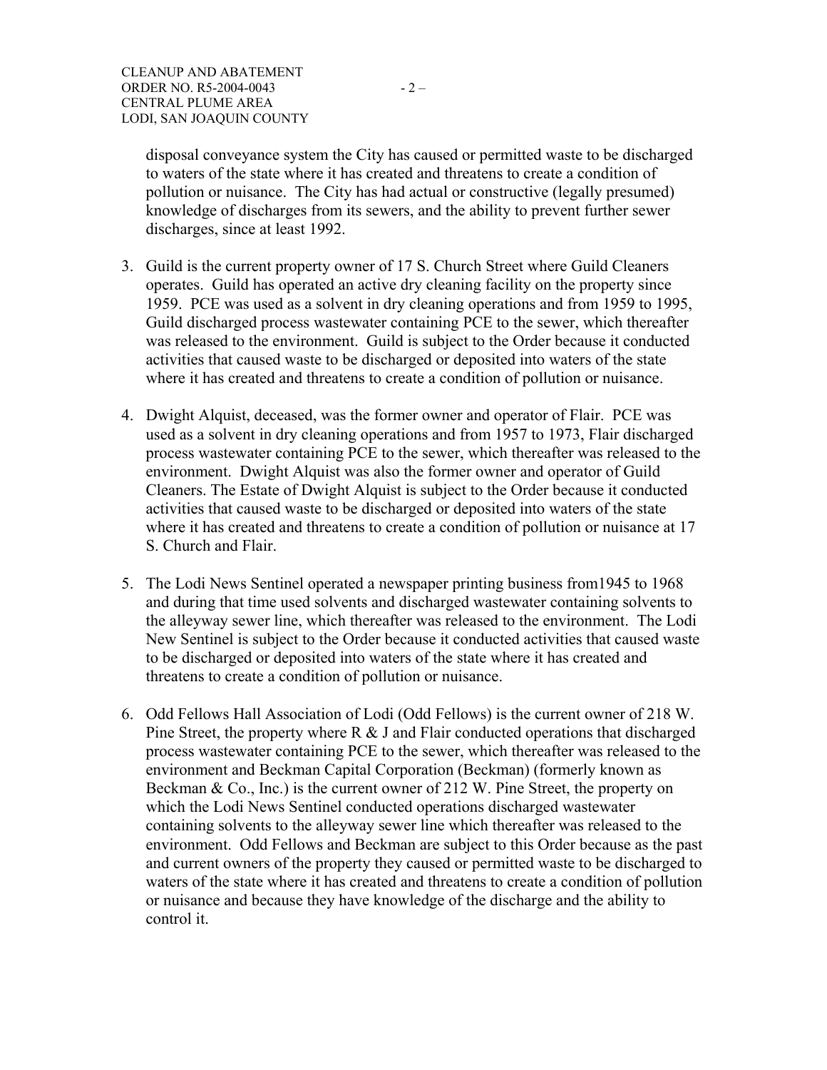disposal conveyance system the City has caused or permitted waste to be discharged to waters of the state where it has created and threatens to create a condition of pollution or nuisance. The City has had actual or constructive (legally presumed) knowledge of discharges from its sewers, and the ability to prevent further sewer discharges, since at least 1992.

3. Guild is the current property owner of 17 S. Church Street where Guild Cleaners operates. Guild has operated an active dry cleaning facility on the property since 1959. PCE was used as a solvent in dry cleaning operations and from 1959 to 1995, Guild discharged process wastewater containing PCE to the sewer, which thereafter was released to the environment. Guild is subject to the Order because it conducted activities that caused waste to be discharged or deposited into waters of the state where it has created and threatens to create a condition of pollution or nuisance.

4. Dwight Alquist, deceased, was the former owner and operator of Flair. PCE was used as a solvent in dry cleaning operations and from 1957 to 1973, Flair discharged process wastewater containing PCE to the sewer, which thereafter was released to the environment. Dwight Alquist was also the former owner and operator of Guild Cleaners. The Estate of Dwight Alquist is subject to the Order because it conducted activities that caused waste to be discharged or deposited into waters of the state where it has created and threatens to create a condition of pollution or nuisance at 17 S. Church and Flair.

5. The Lodi News Sentinel operated a newspaper printing business from1945 to 1968 and during that time used solvents and discharged wastewater containing solvents to the alleyway sewer line, which thereafter was released to the environment. The Lodi New Sentinel is subject to the Order because it conducted activities that caused waste to be discharged or deposited into waters of the state where it has created and threatens to create a condition of pollution or nuisance.

6. Odd Fellows Hall Association of Lodi (Odd Fellows) is the current owner of 218 W. Pine Street, the property where R & J and Flair conducted operations that discharged process wastewater containing PCE to the sewer, which thereafter was released to the environment and Beckman Capital Corporation (Beckman) (formerly known as Beckman & Co., Inc.) is the current owner of 212 W. Pine Street, the property on which the Lodi News Sentinel conducted operations discharged wastewater containing solvents to the alleyway sewer line which thereafter was released to the environment. Odd Fellows and Beckman are subject to this Order because as the past and current owners of the property they caused or permitted waste to be discharged to waters of the state where it has created and threatens to create a condition of pollution or nuisance and because they have knowledge of the discharge and the ability to control it.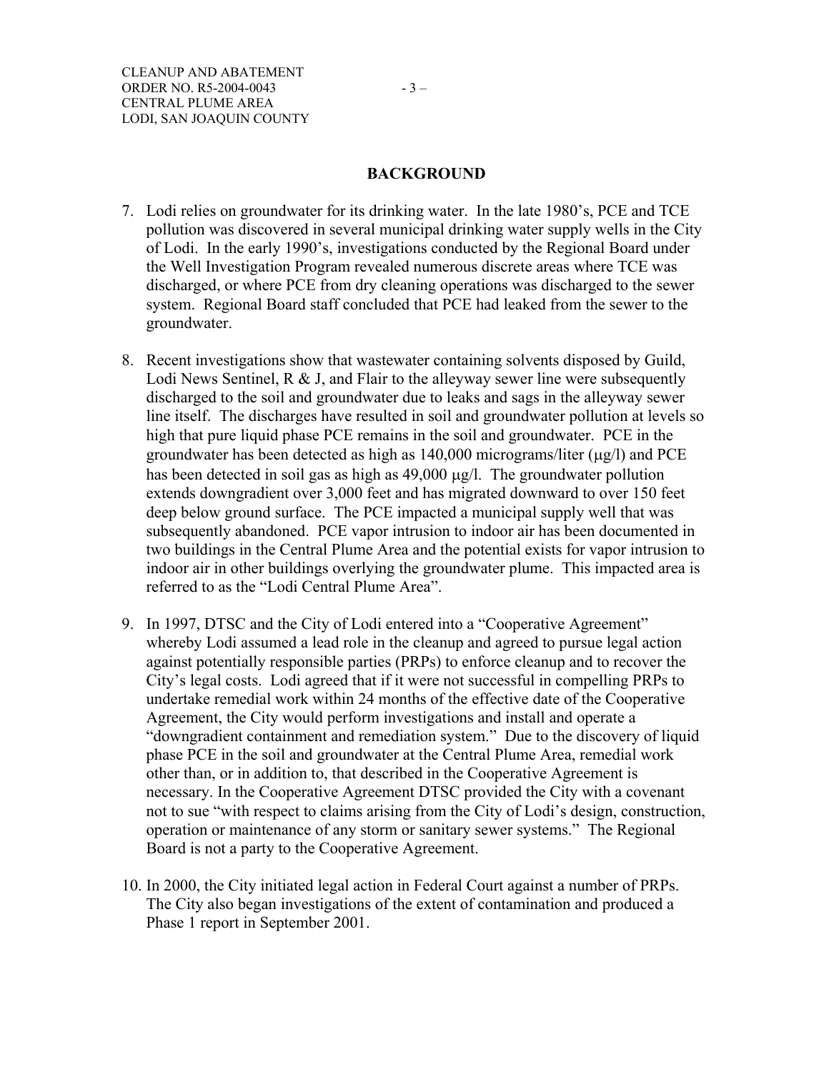## BACKGROUND

7. Lodi relies on groundwater for its drinking water. In the late 1980's, PCE and TCE pollution was discovered in several municipal drinking water supply wells in the City of Lodi. In the early 1990's, investigations conducted by the Regional Board under the Well Investigation Program revealed numerous discrete areas where TCE was discharged, or where PCE from dry cleaning operations was discharged to the sewer system. Regional Board staff concluded that PCE had leaked from the sewer to the groundwater.

8. Recent investigations show that wastewater containing solvents disposed by Guild, Lodi News Sentinel, R & J, and Flair to the alleyway sewer line were subsequently discharged to the soil and groundwater due to leaks and sags in the alleyway sewer line itself. The discharges have resulted in soil and groundwater pollution at levels so high that pure liquid phase PCE remains in the soil and groundwater. PCE in the groundwater has been detected as high as 140,000 micrograms/liter (μg/l) and PCE has been detected in soil gas as high as 49,000 μg/l. The groundwater pollution extends downgradient over 3,000 feet and has migrated downward to over 150 feet deep below ground surface. The PCE impacted a municipal supply well that was subsequently abandoned. PCE vapor intrusion to indoor air has been documented in two buildings in the Central Plume Area and the potential exists for vapor intrusion to indoor air in other buildings overlying the groundwater plume. This impacted area is referred to as the "Lodi Central Plume Area".

9. In 1997, DTSC and the City of Lodi entered into a "Cooperative Agreement" whereby Lodi assumed a lead role in the cleanup and agreed to pursue legal action against potentially responsible parties (PRPs) to enforce cleanup and to recover the City's legal costs. Lodi agreed that if it were not successful in compelling PRPs to undertake remedial work within 24 months of the effective date of the Cooperative Agreement, the City would perform investigations and install and operate a "downgradient containment and remediation system." Due to the discovery of liquid phase PCE in the soil and groundwater at the Central Plume Area, remedial work other than, or in addition to, that described in the Cooperative Agreement is necessary. In the Cooperative Agreement DTSC provided the City with a covenant not to sue "with respect to claims arising from the City of Lodi's design, construction, operation or maintenance of any storm or sanitary sewer systems." The Regional Board is not a party to the Cooperative Agreement.

10. In 2000, the City initiated legal action in Federal Court against a number of PRPs. The City also began investigations of the extent of contamination and produced a Phase 1 report in September 2001.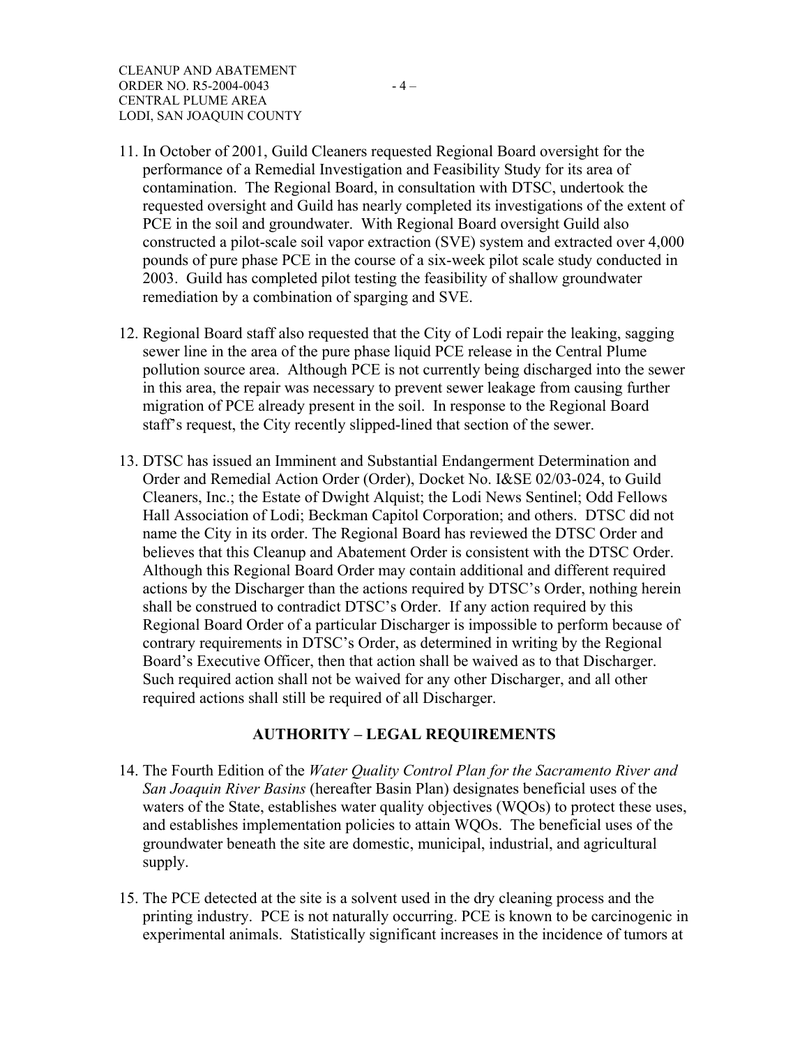11. In October of 2001, Guild Cleaners requested Regional Board oversight for the performance of a Remedial Investigation and Feasibility Study for its area of contamination. The Regional Board, in consultation with DTSC, undertook the requested oversight and Guild has nearly completed its investigations of the extent of PCE in the soil and groundwater. With Regional Board oversight Guild also constructed a pilot-scale soil vapor extraction (SVE) system and extracted over 4,000 pounds of pure phase PCE in the course of a six-week pilot scale study conducted in 2003. Guild has completed pilot testing the feasibility of shallow groundwater remediation by a combination of sparging and SVE.

12. Regional Board staff also requested that the City of Lodi repair the leaking, sagging sewer line in the area of the pure phase liquid PCE release in the Central Plume pollution source area. Although PCE is not currently being discharged into the sewer in this area, the repair was necessary to prevent sewer leakage from causing further migration of PCE already present in the soil. In response to the Regional Board staff's request, the City recently slipped-lined that section of the sewer.

13. DTSC has issued an Imminent and Substantial Endangerment Determination and Order and Remedial Action Order (Order), Docket No. I&SE 02/03-024, to Guild Cleaners, Inc.; the Estate of Dwight Alquist; the Lodi News Sentinel; Odd Fellows Hall Association of Lodi; Beckman Capitol Corporation; and others. DTSC did not name the City in its order. The Regional Board has reviewed the DTSC Order and believes that this Cleanup and Abatement Order is consistent with the DTSC Order. Although this Regional Board Order may contain additional and different required actions by the Discharger than the actions required by DTSC's Order, nothing herein shall be construed to contradict DTSC's Order. If any action required by this Regional Board Order of a particular Discharger is impossible to perform because of contrary requirements in DTSC's Order, as determined in writing by the Regional Board's Executive Officer, then that action shall be waived as to that Discharger. Such required action shall not be waived for any other Discharger, and all other required actions shall still be required of all Discharger.

## AUTHORITY – LEGAL REQUIREMENTS

14. The Fourth Edition of the *Water Quality Control Plan for the Sacramento River and San Joaquin River Basins* (hereafter Basin Plan) designates beneficial uses of the waters of the State, establishes water quality objectives (WQOs) to protect these uses, and establishes implementation policies to attain WQOs. The beneficial uses of the groundwater beneath the site are domestic, municipal, industrial, and agricultural supply.

15. The PCE detected at the site is a solvent used in the dry cleaning process and the printing industry. PCE is not naturally occurring. PCE is known to be carcinogenic in experimental animals. Statistically significant increases in the incidence of tumors at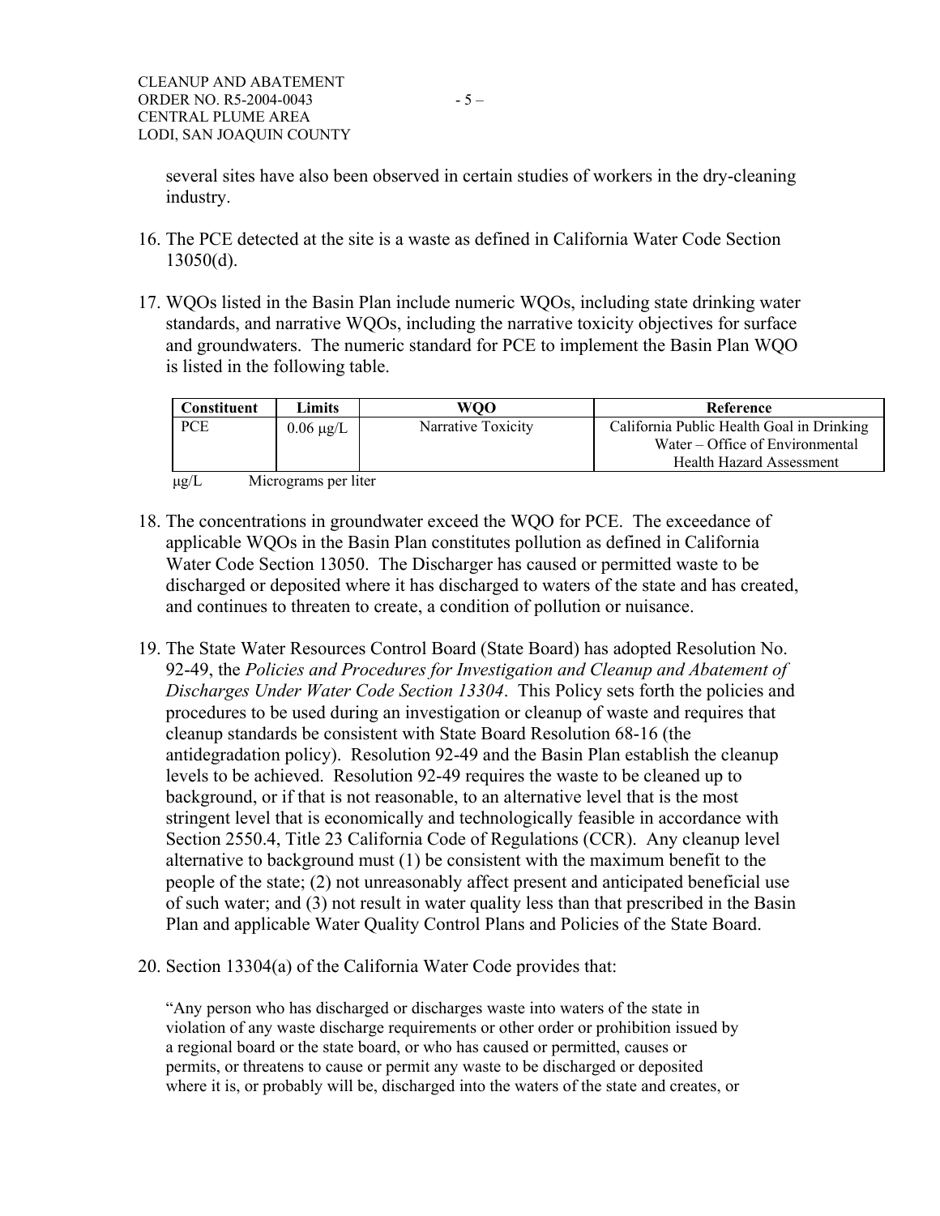several sites have also been observed in certain studies of workers in the dry-cleaning industry.

16. The PCE detected at the site is a waste as defined in California Water Code Section 13050(d).

17. WQOs listed in the Basin Plan include numeric WQOs, including state drinking water standards, and narrative WQOs, including the narrative toxicity objectives for surface and groundwaters. The numeric standard for PCE to implement the Basin Plan WQO is listed in the following table.

| Constituent | Limits | WQO | Reference |
|---|---|---|---|
| PCE | 0.06 μg/L | Narrative Toxicity | California Public Health Goal in Drinking Water – Office of Environmental Health Hazard Assessment |

μg/L Micrograms per liter

18. The concentrations in groundwater exceed the WQO for PCE. The exceedance of applicable WQOs in the Basin Plan constitutes pollution as defined in California Water Code Section 13050. The Discharger has caused or permitted waste to be discharged or deposited where it has discharged to waters of the state and has created, and continues to threaten to create, a condition of pollution or nuisance.

19. The State Water Resources Control Board (State Board) has adopted Resolution No. 92-49, the *Policies and Procedures for Investigation and Cleanup and Abatement of Discharges Under Water Code Section 13304*. This Policy sets forth the policies and procedures to be used during an investigation or cleanup of waste and requires that cleanup standards be consistent with State Board Resolution 68-16 (the antidegradation policy). Resolution 92-49 and the Basin Plan establish the cleanup levels to be achieved. Resolution 92-49 requires the waste to be cleaned up to background, or if that is not reasonable, to an alternative level that is the most stringent level that is economically and technologically feasible in accordance with Section 2550.4, Title 23 California Code of Regulations (CCR). Any cleanup level alternative to background must (1) be consistent with the maximum benefit to the people of the state; (2) not unreasonably affect present and anticipated beneficial use of such water; and (3) not result in water quality less than that prescribed in the Basin Plan and applicable Water Quality Control Plans and Policies of the State Board.

20. Section 13304(a) of the California Water Code provides that:

   "Any person who has discharged or discharges waste into waters of the state in violation of any waste discharge requirements or other order or prohibition issued by a regional board or the state board, or who has caused or permitted, causes or permits, or threatens to cause or permit any waste to be discharged or deposited where it is, or probably will be, discharged into the waters of the state and creates, or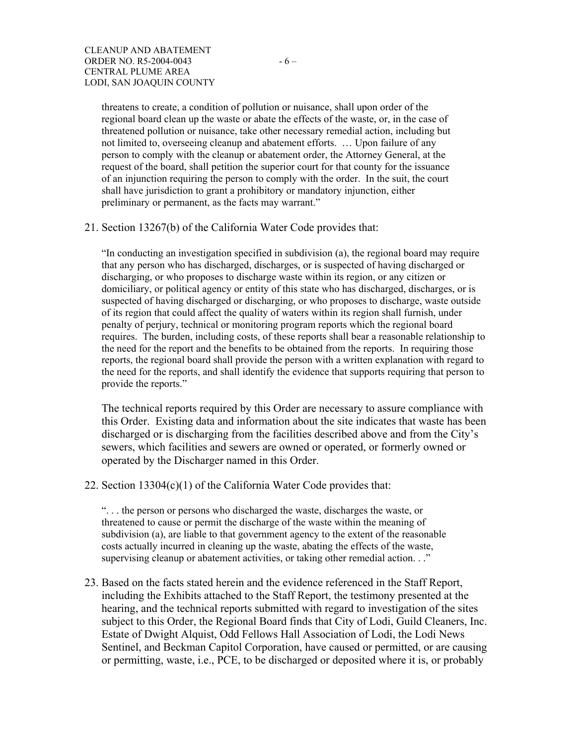threatens to create, a condition of pollution or nuisance, shall upon order of the regional board clean up the waste or abate the effects of the waste, or, in the case of threatened pollution or nuisance, take other necessary remedial action, including but not limited to, overseeing cleanup and abatement efforts. … Upon failure of any person to comply with the cleanup or abatement order, the Attorney General, at the request of the board, shall petition the superior court for that county for the issuance of an injunction requiring the person to comply with the order. In the suit, the court shall have jurisdiction to grant a prohibitory or mandatory injunction, either preliminary or permanent, as the facts may warrant."

21. Section 13267(b) of the California Water Code provides that:

    "In conducting an investigation specified in subdivision (a), the regional board may require that any person who has discharged, discharges, or is suspected of having discharged or discharging, or who proposes to discharge waste within its region, or any citizen or domiciliary, or political agency or entity of this state who has discharged, discharges, or is suspected of having discharged or discharging, or who proposes to discharge, waste outside of its region that could affect the quality of waters within its region shall furnish, under penalty of perjury, technical or monitoring program reports which the regional board requires. The burden, including costs, of these reports shall bear a reasonable relationship to the need for the report and the benefits to be obtained from the reports. In requiring those reports, the regional board shall provide the person with a written explanation with regard to the need for the reports, and shall identify the evidence that supports requiring that person to provide the reports."

    The technical reports required by this Order are necessary to assure compliance with this Order. Existing data and information about the site indicates that waste has been discharged or is discharging from the facilities described above and from the City's sewers, which facilities and sewers are owned or operated, or formerly owned or operated by the Discharger named in this Order.

22. Section 13304(c)(1) of the California Water Code provides that:

    ". . . the person or persons who discharged the waste, discharges the waste, or threatened to cause or permit the discharge of the waste within the meaning of subdivision (a), are liable to that government agency to the extent of the reasonable costs actually incurred in cleaning up the waste, abating the effects of the waste, supervising cleanup or abatement activities, or taking other remedial action. . ."

23. Based on the facts stated herein and the evidence referenced in the Staff Report, including the Exhibits attached to the Staff Report, the testimony presented at the hearing, and the technical reports submitted with regard to investigation of the sites subject to this Order, the Regional Board finds that City of Lodi, Guild Cleaners, Inc. Estate of Dwight Alquist, Odd Fellows Hall Association of Lodi, the Lodi News Sentinel, and Beckman Capitol Corporation, have caused or permitted, or are causing or permitting, waste, i.e., PCE, to be discharged or deposited where it is, or probably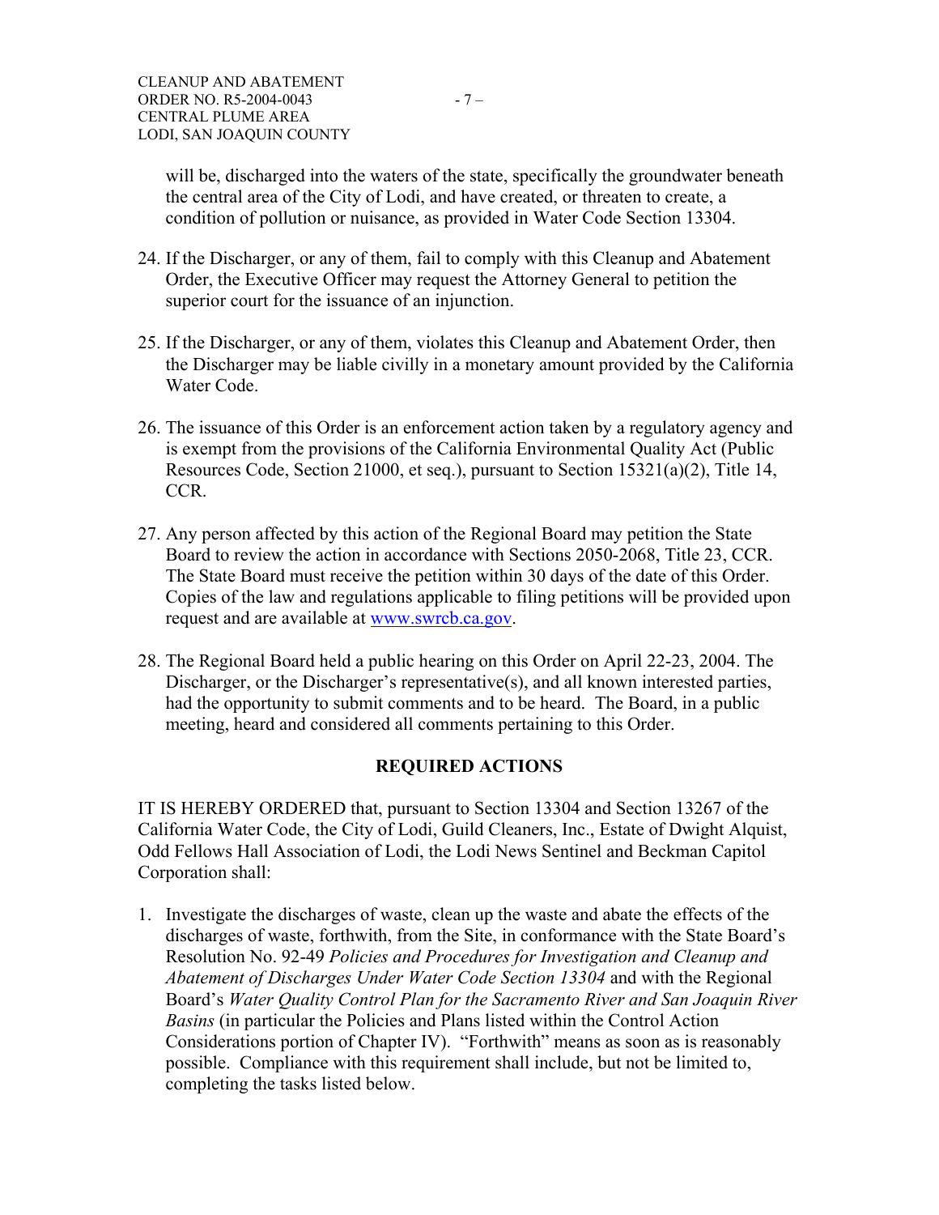will be, discharged into the waters of the state, specifically the groundwater beneath the central area of the City of Lodi, and have created, or threaten to create, a condition of pollution or nuisance, as provided in Water Code Section 13304.

24. If the Discharger, or any of them, fail to comply with this Cleanup and Abatement Order, the Executive Officer may request the Attorney General to petition the superior court for the issuance of an injunction.

25. If the Discharger, or any of them, violates this Cleanup and Abatement Order, then the Discharger may be liable civilly in a monetary amount provided by the California Water Code.

26. The issuance of this Order is an enforcement action taken by a regulatory agency and is exempt from the provisions of the California Environmental Quality Act (Public Resources Code, Section 21000, et seq.), pursuant to Section 15321(a)(2), Title 14, CCR.

27. Any person affected by this action of the Regional Board may petition the State Board to review the action in accordance with Sections 2050-2068, Title 23, CCR. The State Board must receive the petition within 30 days of the date of this Order. Copies of the law and regulations applicable to filing petitions will be provided upon request and are available at www.swrcb.ca.gov.

28. The Regional Board held a public hearing on this Order on April 22-23, 2004. The Discharger, or the Discharger's representative(s), and all known interested parties, had the opportunity to submit comments and to be heard. The Board, in a public meeting, heard and considered all comments pertaining to this Order.

## REQUIRED ACTIONS

IT IS HEREBY ORDERED that, pursuant to Section 13304 and Section 13267 of the California Water Code, the City of Lodi, Guild Cleaners, Inc., Estate of Dwight Alquist, Odd Fellows Hall Association of Lodi, the Lodi News Sentinel and Beckman Capitol Corporation shall:

1. Investigate the discharges of waste, clean up the waste and abate the effects of the discharges of waste, forthwith, from the Site, in conformance with the State Board's Resolution No. 92-49 *Policies and Procedures for Investigation and Cleanup and Abatement of Discharges Under Water Code Section 13304* and with the Regional Board's *Water Quality Control Plan for the Sacramento River and San Joaquin River Basins* (in particular the Policies and Plans listed within the Control Action Considerations portion of Chapter IV). "Forthwith" means as soon as is reasonably possible. Compliance with this requirement shall include, but not be limited to, completing the tasks listed below.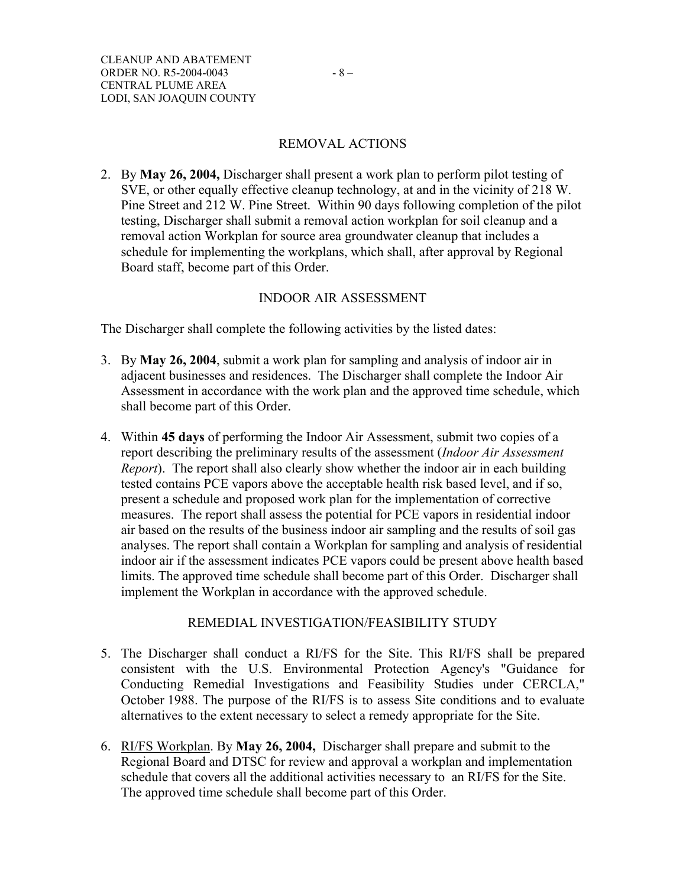## REMOVAL ACTIONS

2. By **May 26, 2004,** Discharger shall present a work plan to perform pilot testing of SVE, or other equally effective cleanup technology, at and in the vicinity of 218 W. Pine Street and 212 W. Pine Street. Within 90 days following completion of the pilot testing, Discharger shall submit a removal action workplan for soil cleanup and a removal action Workplan for source area groundwater cleanup that includes a schedule for implementing the workplans, which shall, after approval by Regional Board staff, become part of this Order.

## INDOOR AIR ASSESSMENT

The Discharger shall complete the following activities by the listed dates:

3. By **May 26, 2004**, submit a work plan for sampling and analysis of indoor air in adjacent businesses and residences. The Discharger shall complete the Indoor Air Assessment in accordance with the work plan and the approved time schedule, which shall become part of this Order.

4. Within **45 days** of performing the Indoor Air Assessment, submit two copies of a report describing the preliminary results of the assessment (*Indoor Air Assessment Report*). The report shall also clearly show whether the indoor air in each building tested contains PCE vapors above the acceptable health risk based level, and if so, present a schedule and proposed work plan for the implementation of corrective measures. The report shall assess the potential for PCE vapors in residential indoor air based on the results of the business indoor air sampling and the results of soil gas analyses. The report shall contain a Workplan for sampling and analysis of residential indoor air if the assessment indicates PCE vapors could be present above health based limits. The approved time schedule shall become part of this Order. Discharger shall implement the Workplan in accordance with the approved schedule.

## REMEDIAL INVESTIGATION/FEASIBILITY STUDY

5. The Discharger shall conduct a RI/FS for the Site. This RI/FS shall be prepared consistent with the U.S. Environmental Protection Agency's "Guidance for Conducting Remedial Investigations and Feasibility Studies under CERCLA," October 1988. The purpose of the RI/FS is to assess Site conditions and to evaluate alternatives to the extent necessary to select a remedy appropriate for the Site.

6. RI/FS Workplan. By **May 26, 2004,** Discharger shall prepare and submit to the Regional Board and DTSC for review and approval a workplan and implementation schedule that covers all the additional activities necessary to an RI/FS for the Site. The approved time schedule shall become part of this Order.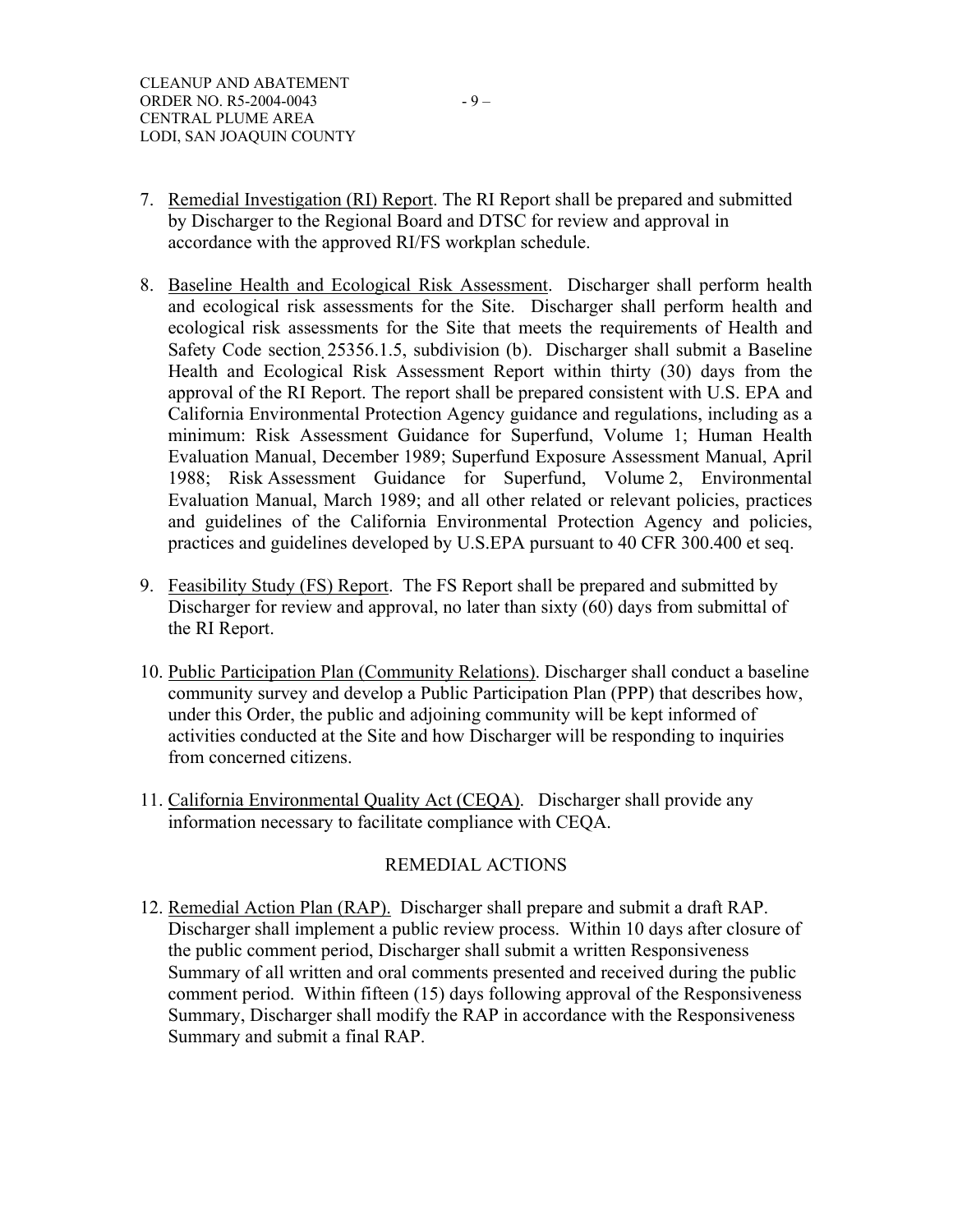7. Remedial Investigation (RI) Report. The RI Report shall be prepared and submitted by Discharger to the Regional Board and DTSC for review and approval in accordance with the approved RI/FS workplan schedule.

8. Baseline Health and Ecological Risk Assessment. Discharger shall perform health and ecological risk assessments for the Site. Discharger shall perform health and ecological risk assessments for the Site that meets the requirements of Health and Safety Code section 25356.1.5, subdivision (b). Discharger shall submit a Baseline Health and Ecological Risk Assessment Report within thirty (30) days from the approval of the RI Report. The report shall be prepared consistent with U.S. EPA and California Environmental Protection Agency guidance and regulations, including as a minimum: Risk Assessment Guidance for Superfund, Volume 1; Human Health Evaluation Manual, December 1989; Superfund Exposure Assessment Manual, April 1988; Risk Assessment Guidance for Superfund, Volume 2, Environmental Evaluation Manual, March 1989; and all other related or relevant policies, practices and guidelines of the California Environmental Protection Agency and policies, practices and guidelines developed by U.S.EPA pursuant to 40 CFR 300.400 et seq.

9. Feasibility Study (FS) Report. The FS Report shall be prepared and submitted by Discharger for review and approval, no later than sixty (60) days from submittal of the RI Report.

10. Public Participation Plan (Community Relations). Discharger shall conduct a baseline community survey and develop a Public Participation Plan (PPP) that describes how, under this Order, the public and adjoining community will be kept informed of activities conducted at the Site and how Discharger will be responding to inquiries from concerned citizens.

11. California Environmental Quality Act (CEQA). Discharger shall provide any information necessary to facilitate compliance with CEQA.

## REMEDIAL ACTIONS

12. Remedial Action Plan (RAP). Discharger shall prepare and submit a draft RAP. Discharger shall implement a public review process. Within 10 days after closure of the public comment period, Discharger shall submit a written Responsiveness Summary of all written and oral comments presented and received during the public comment period. Within fifteen (15) days following approval of the Responsiveness Summary, Discharger shall modify the RAP in accordance with the Responsiveness Summary and submit a final RAP.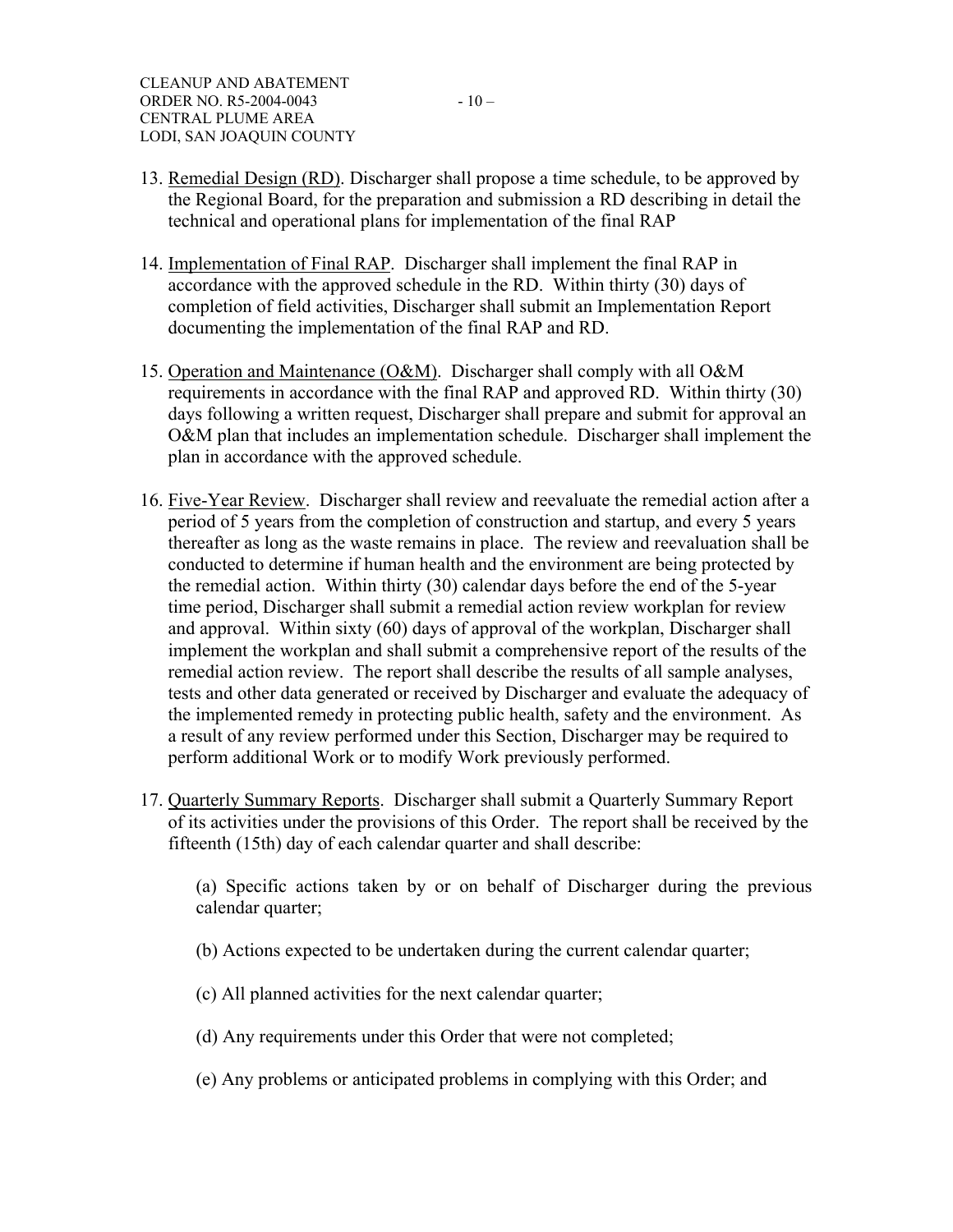13. Remedial Design (RD). Discharger shall propose a time schedule, to be approved by the Regional Board, for the preparation and submission a RD describing in detail the technical and operational plans for implementation of the final RAP

14. Implementation of Final RAP. Discharger shall implement the final RAP in accordance with the approved schedule in the RD. Within thirty (30) days of completion of field activities, Discharger shall submit an Implementation Report documenting the implementation of the final RAP and RD.

15. Operation and Maintenance (O&M). Discharger shall comply with all O&M requirements in accordance with the final RAP and approved RD. Within thirty (30) days following a written request, Discharger shall prepare and submit for approval an O&M plan that includes an implementation schedule. Discharger shall implement the plan in accordance with the approved schedule.

16. Five-Year Review. Discharger shall review and reevaluate the remedial action after a period of 5 years from the completion of construction and startup, and every 5 years thereafter as long as the waste remains in place. The review and reevaluation shall be conducted to determine if human health and the environment are being protected by the remedial action. Within thirty (30) calendar days before the end of the 5-year time period, Discharger shall submit a remedial action review workplan for review and approval. Within sixty (60) days of approval of the workplan, Discharger shall implement the workplan and shall submit a comprehensive report of the results of the remedial action review. The report shall describe the results of all sample analyses, tests and other data generated or received by Discharger and evaluate the adequacy of the implemented remedy in protecting public health, safety and the environment. As a result of any review performed under this Section, Discharger may be required to perform additional Work or to modify Work previously performed.

17. Quarterly Summary Reports. Discharger shall submit a Quarterly Summary Report of its activities under the provisions of this Order. The report shall be received by the fifteenth (15th) day of each calendar quarter and shall describe:

    (a) Specific actions taken by or on behalf of Discharger during the previous calendar quarter;

    (b) Actions expected to be undertaken during the current calendar quarter;

    (c) All planned activities for the next calendar quarter;

    (d) Any requirements under this Order that were not completed;

    (e) Any problems or anticipated problems in complying with this Order; and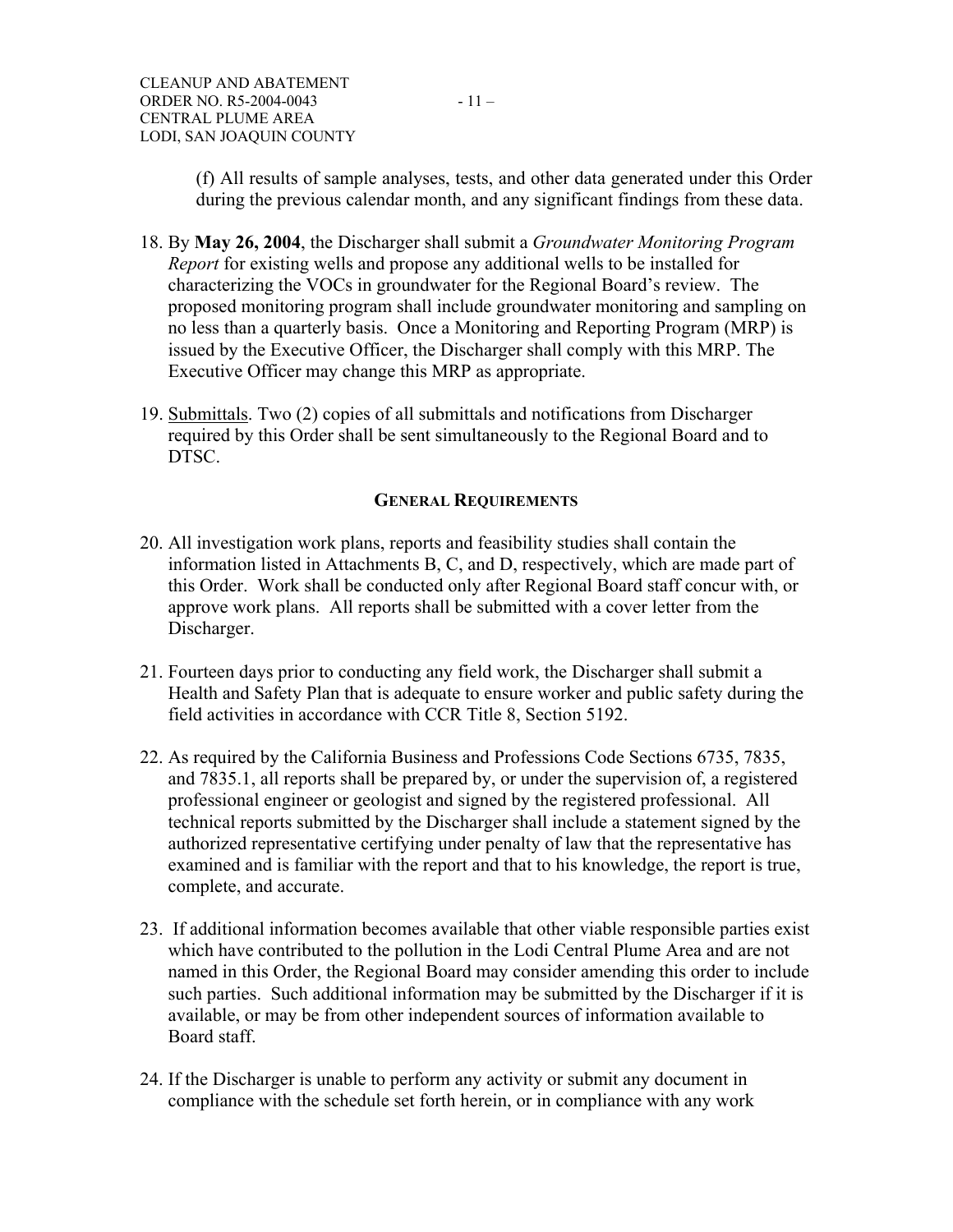(f) All results of sample analyses, tests, and other data generated under this Order during the previous calendar month, and any significant findings from these data.

18. By **May 26, 2004**, the Discharger shall submit a *Groundwater Monitoring Program Report* for existing wells and propose any additional wells to be installed for characterizing the VOCs in groundwater for the Regional Board's review. The proposed monitoring program shall include groundwater monitoring and sampling on no less than a quarterly basis. Once a Monitoring and Reporting Program (MRP) is issued by the Executive Officer, the Discharger shall comply with this MRP. The Executive Officer may change this MRP as appropriate.

19. Submittals. Two (2) copies of all submittals and notifications from Discharger required by this Order shall be sent simultaneously to the Regional Board and to DTSC.

## GENERAL REQUIREMENTS

20. All investigation work plans, reports and feasibility studies shall contain the information listed in Attachments B, C, and D, respectively, which are made part of this Order. Work shall be conducted only after Regional Board staff concur with, or approve work plans. All reports shall be submitted with a cover letter from the Discharger.

21. Fourteen days prior to conducting any field work, the Discharger shall submit a Health and Safety Plan that is adequate to ensure worker and public safety during the field activities in accordance with CCR Title 8, Section 5192.

22. As required by the California Business and Professions Code Sections 6735, 7835, and 7835.1, all reports shall be prepared by, or under the supervision of, a registered professional engineer or geologist and signed by the registered professional. All technical reports submitted by the Discharger shall include a statement signed by the authorized representative certifying under penalty of law that the representative has examined and is familiar with the report and that to his knowledge, the report is true, complete, and accurate.

23. If additional information becomes available that other viable responsible parties exist which have contributed to the pollution in the Lodi Central Plume Area and are not named in this Order, the Regional Board may consider amending this order to include such parties. Such additional information may be submitted by the Discharger if it is available, or may be from other independent sources of information available to Board staff.

24. If the Discharger is unable to perform any activity or submit any document in compliance with the schedule set forth herein, or in compliance with any work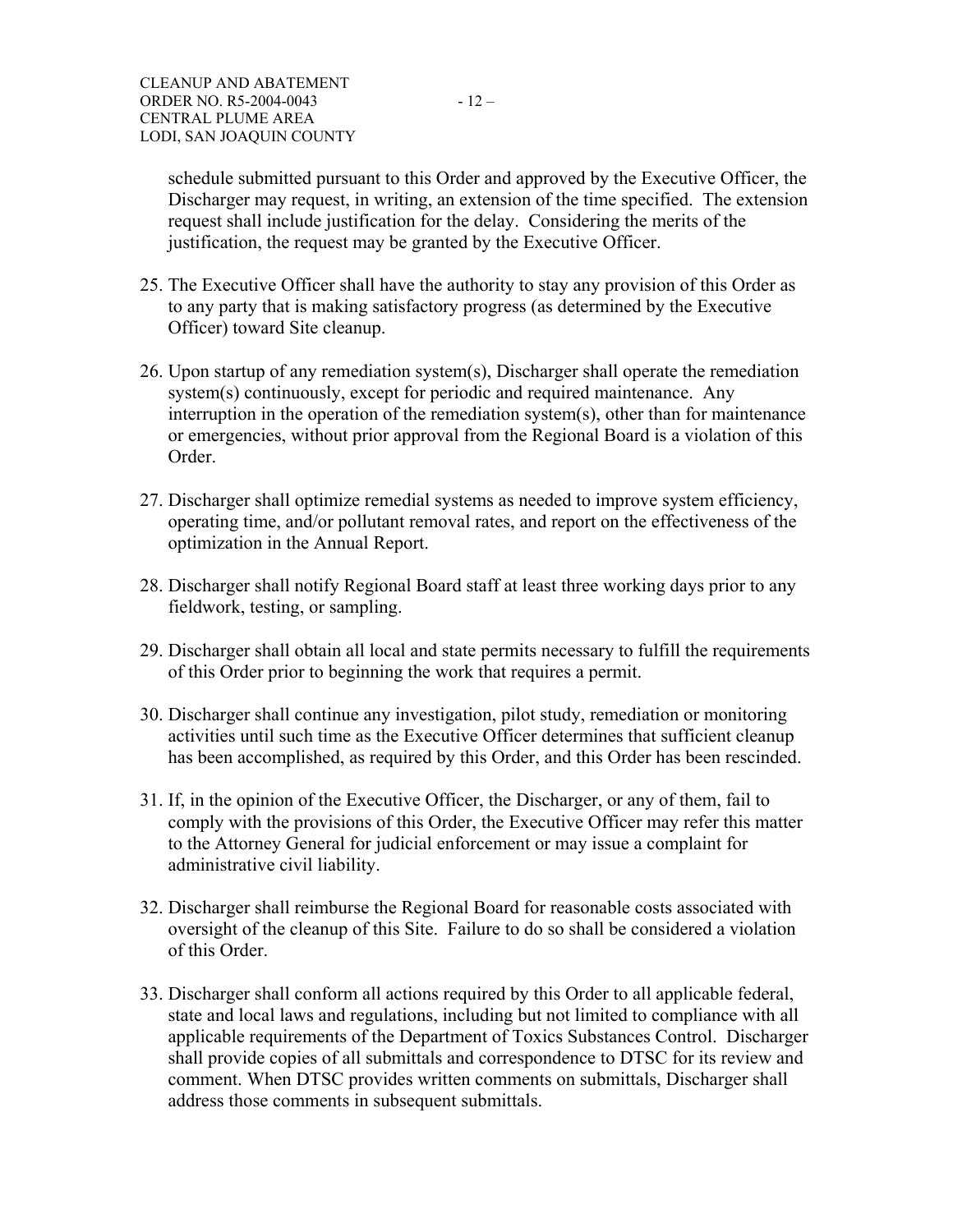schedule submitted pursuant to this Order and approved by the Executive Officer, the Discharger may request, in writing, an extension of the time specified. The extension request shall include justification for the delay. Considering the merits of the justification, the request may be granted by the Executive Officer.

25. The Executive Officer shall have the authority to stay any provision of this Order as to any party that is making satisfactory progress (as determined by the Executive Officer) toward Site cleanup.

26. Upon startup of any remediation system(s), Discharger shall operate the remediation system(s) continuously, except for periodic and required maintenance. Any interruption in the operation of the remediation system(s), other than for maintenance or emergencies, without prior approval from the Regional Board is a violation of this Order.

27. Discharger shall optimize remedial systems as needed to improve system efficiency, operating time, and/or pollutant removal rates, and report on the effectiveness of the optimization in the Annual Report.

28. Discharger shall notify Regional Board staff at least three working days prior to any fieldwork, testing, or sampling.

29. Discharger shall obtain all local and state permits necessary to fulfill the requirements of this Order prior to beginning the work that requires a permit.

30. Discharger shall continue any investigation, pilot study, remediation or monitoring activities until such time as the Executive Officer determines that sufficient cleanup has been accomplished, as required by this Order, and this Order has been rescinded.

31. If, in the opinion of the Executive Officer, the Discharger, or any of them, fail to comply with the provisions of this Order, the Executive Officer may refer this matter to the Attorney General for judicial enforcement or may issue a complaint for administrative civil liability.

32. Discharger shall reimburse the Regional Board for reasonable costs associated with oversight of the cleanup of this Site. Failure to do so shall be considered a violation of this Order.

33. Discharger shall conform all actions required by this Order to all applicable federal, state and local laws and regulations, including but not limited to compliance with all applicable requirements of the Department of Toxics Substances Control. Discharger shall provide copies of all submittals and correspondence to DTSC for its review and comment. When DTSC provides written comments on submittals, Discharger shall address those comments in subsequent submittals.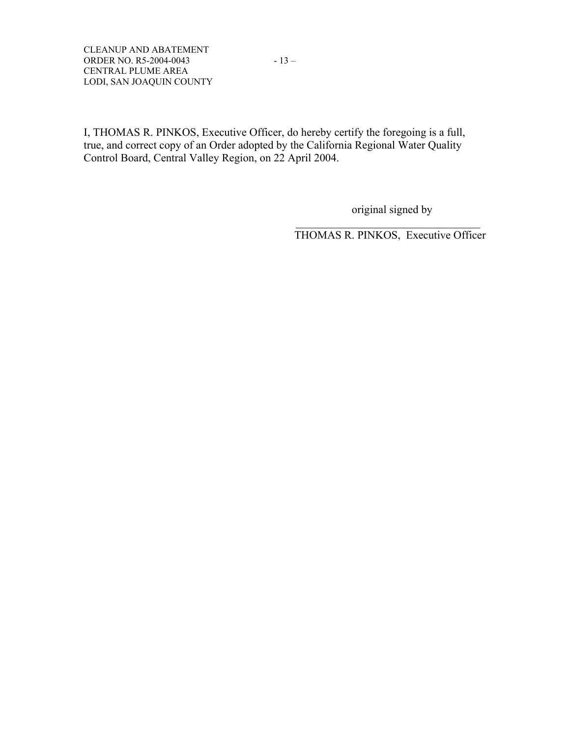I, THOMAS R. PINKOS, Executive Officer, do hereby certify the foregoing is a full, true, and correct copy of an Order adopted by the California Regional Water Quality Control Board, Central Valley Region, on 22 April 2004.

original signed by

\_\_\_\_\_\_\_\_\_\_\_\_\_\_\_\_\_\_\_\_\_\_\_\_\_\_\_\_\_\_\_\_\_\_

THOMAS R. PINKOS, Executive Officer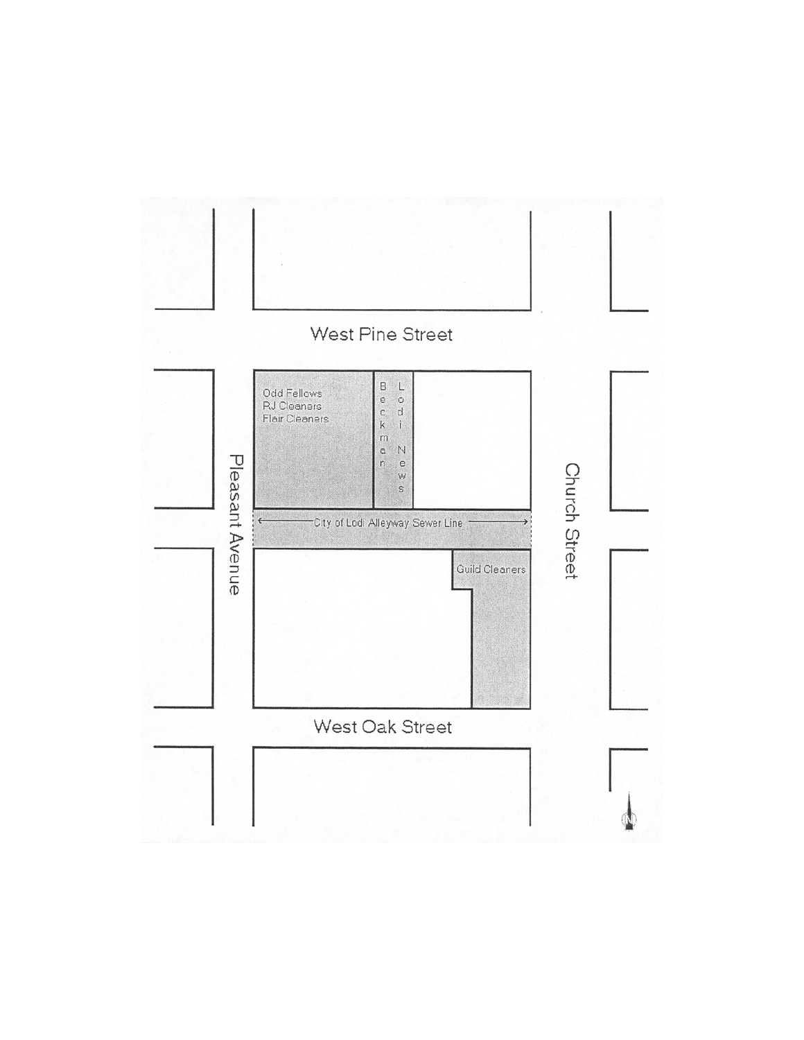West Pine Street

Odd Fellows
RJ Cleaners
Flair Cleaners

Beckman

Lodi News

Pleasant Avenue

City of Lodi Alleyway Sewer Line

Church Street

Guild Cleaners

West Oak Street

N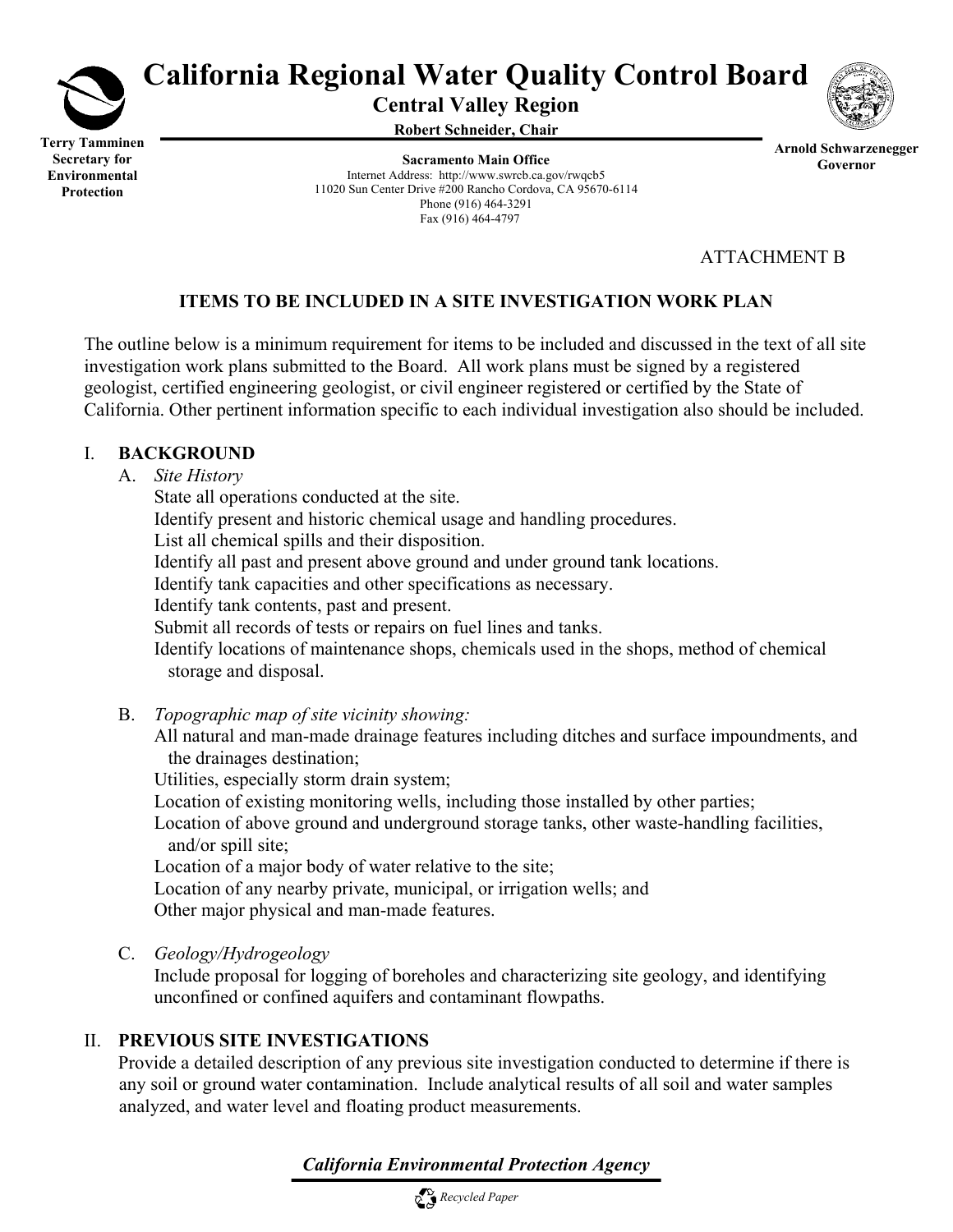# California Regional Water Quality Control Board

**Central Valley Region**

**Robert Schneider, Chair**

**Terry Tamminen**
**Secretary for Environmental Protection**

**Sacramento Main Office**
Internet Address: http://www.swrcb.ca.gov/rwqcb5
11020 Sun Center Drive #200 Rancho Cordova, CA 95670-6114
Phone (916) 464-3291
Fax (916) 464-4797

**Arnold Schwarzenegger**
**Governor**

ATTACHMENT B

## ITEMS TO BE INCLUDED IN A SITE INVESTIGATION WORK PLAN

The outline below is a minimum requirement for items to be included and discussed in the text of all site investigation work plans submitted to the Board. All work plans must be signed by a registered geologist, certified engineering geologist, or civil engineer registered or certified by the State of California. Other pertinent information specific to each individual investigation also should be included.

### I. BACKGROUND

A. *Site History*

State all operations conducted at the site.
Identify present and historic chemical usage and handling procedures.
List all chemical spills and their disposition.
Identify all past and present above ground and under ground tank locations.
Identify tank capacities and other specifications as necessary.
Identify tank contents, past and present.
Submit all records of tests or repairs on fuel lines and tanks.
Identify locations of maintenance shops, chemicals used in the shops, method of chemical storage and disposal.

B. *Topographic map of site vicinity showing:*

All natural and man-made drainage features including ditches and surface impoundments, and the drainages destination;
Utilities, especially storm drain system;
Location of existing monitoring wells, including those installed by other parties;
Location of above ground and underground storage tanks, other waste-handling facilities, and/or spill site;
Location of a major body of water relative to the site;
Location of any nearby private, municipal, or irrigation wells; and
Other major physical and man-made features.

C. *Geology/Hydrogeology*

Include proposal for logging of boreholes and characterizing site geology, and identifying unconfined or confined aquifers and contaminant flowpaths.

### II. PREVIOUS SITE INVESTIGATIONS

Provide a detailed description of any previous site investigation conducted to determine if there is any soil or ground water contamination. Include analytical results of all soil and water samples analyzed, and water level and floating product measurements.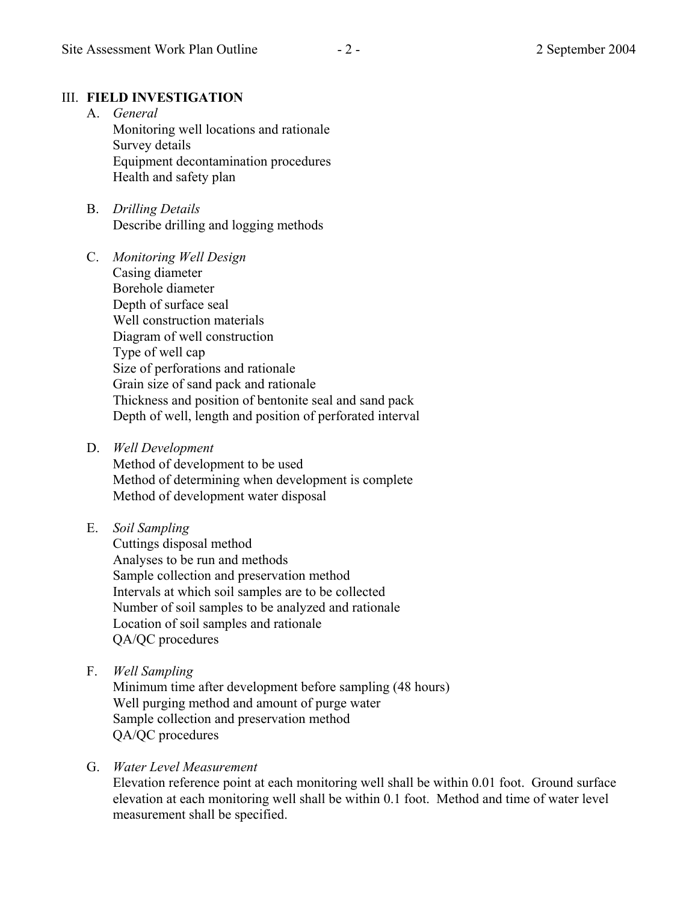## III. FIELD INVESTIGATION

A. *General*

Monitoring well locations and rationale
Survey details
Equipment decontamination procedures
Health and safety plan

B. *Drilling Details*

Describe drilling and logging methods

C. *Monitoring Well Design*

Casing diameter
Borehole diameter
Depth of surface seal
Well construction materials
Diagram of well construction
Type of well cap
Size of perforations and rationale
Grain size of sand pack and rationale
Thickness and position of bentonite seal and sand pack
Depth of well, length and position of perforated interval

D. *Well Development*

Method of development to be used
Method of determining when development is complete
Method of development water disposal

E. *Soil Sampling*

Cuttings disposal method
Analyses to be run and methods
Sample collection and preservation method
Intervals at which soil samples are to be collected
Number of soil samples to be analyzed and rationale
Location of soil samples and rationale
QA/QC procedures

F. *Well Sampling*

Minimum time after development before sampling (48 hours)
Well purging method and amount of purge water
Sample collection and preservation method
QA/QC procedures

G. *Water Level Measurement*

Elevation reference point at each monitoring well shall be within 0.01 foot. Ground surface elevation at each monitoring well shall be within 0.1 foot. Method and time of water level measurement shall be specified.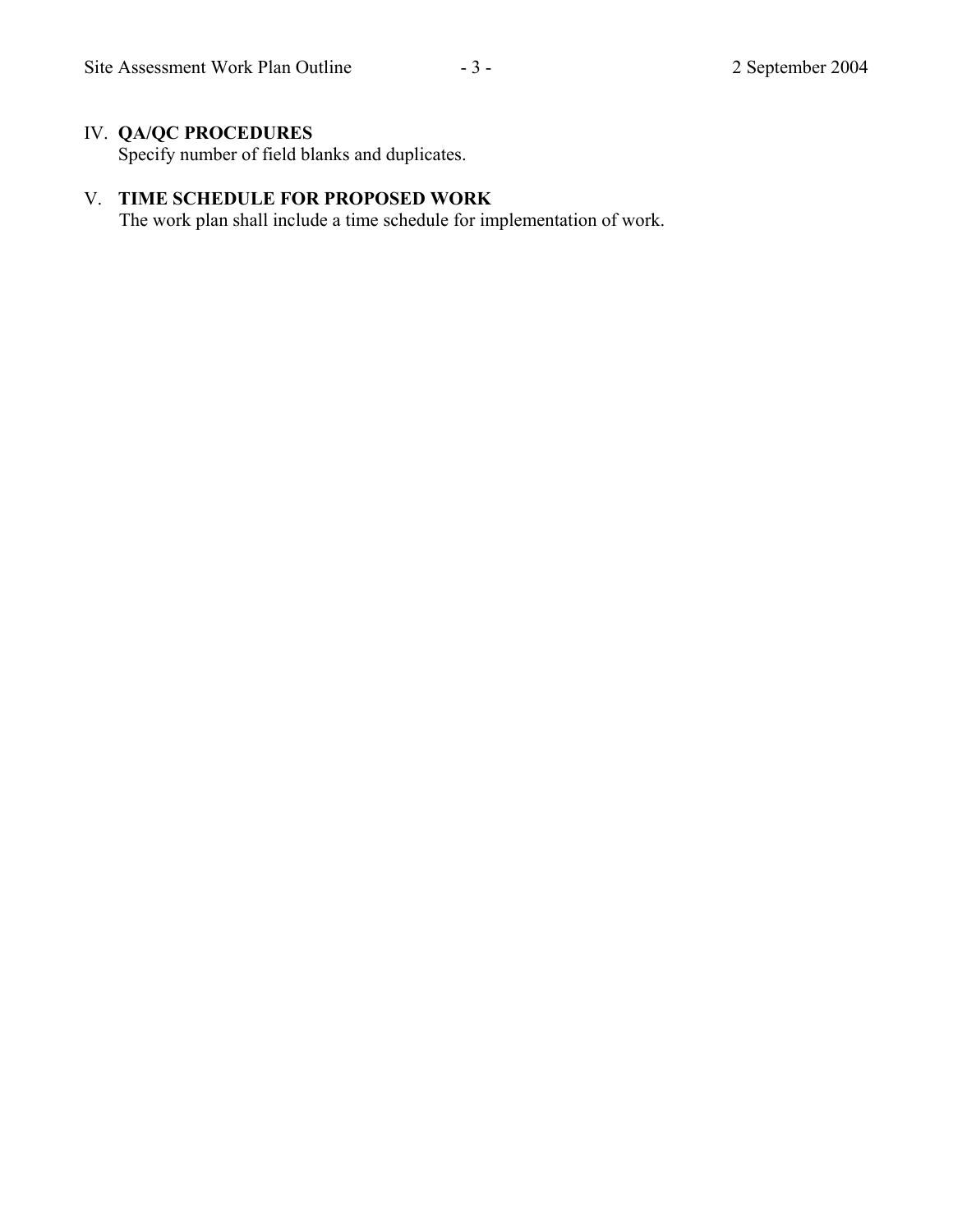## IV. QA/QC PROCEDURES

Specify number of field blanks and duplicates.

## V. TIME SCHEDULE FOR PROPOSED WORK

The work plan shall include a time schedule for implementation of work.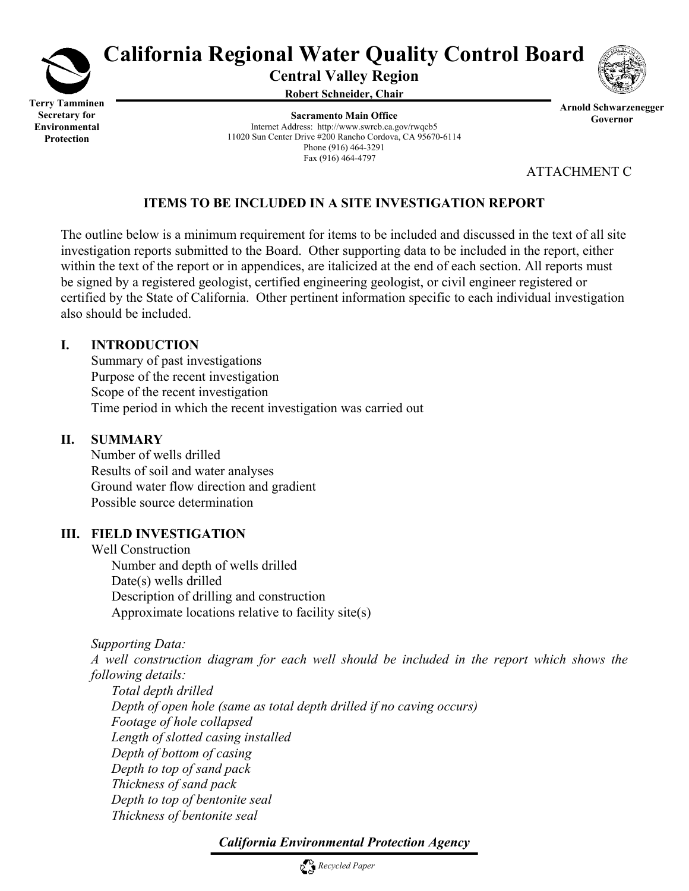# California Regional Water Quality Control Board

## Central Valley Region

**Robert Schneider, Chair**

**Terry Tamminen**
**Secretary for Environmental Protection**

**Sacramento Main Office**
Internet Address: http://www.swrcb.ca.gov/rwqcb5
11020 Sun Center Drive #200 Rancho Cordova, CA 95670-6114
Phone (916) 464-3291
Fax (916) 464-4797

**Arnold Schwarzenegger**
**Governor**

ATTACHMENT C

## ITEMS TO BE INCLUDED IN A SITE INVESTIGATION REPORT

The outline below is a minimum requirement for items to be included and discussed in the text of all site investigation reports submitted to the Board. Other supporting data to be included in the report, either within the text of the report or in appendices, are italicized at the end of each section. All reports must be signed by a registered geologist, certified engineering geologist, or civil engineer registered or certified by the State of California. Other pertinent information specific to each individual investigation also should be included.

### I. INTRODUCTION

Summary of past investigations
Purpose of the recent investigation
Scope of the recent investigation
Time period in which the recent investigation was carried out

### II. SUMMARY

Number of wells drilled
Results of soil and water analyses
Ground water flow direction and gradient
Possible source determination

### III. FIELD INVESTIGATION

Well Construction
- Number and depth of wells drilled
- Date(s) wells drilled
- Description of drilling and construction
- Approximate locations relative to facility site(s)

*Supporting Data:*
*A well construction diagram for each well should be included in the report which shows the following details:*
- *Total depth drilled*
- *Depth of open hole (same as total depth drilled if no caving occurs)*
- *Footage of hole collapsed*
- *Length of slotted casing installed*
- *Depth of bottom of casing*
- *Depth to top of sand pack*
- *Thickness of sand pack*
- *Depth to top of bentonite seal*
- *Thickness of bentonite seal*

***California Environmental Protection Agency***

*Recycled Paper*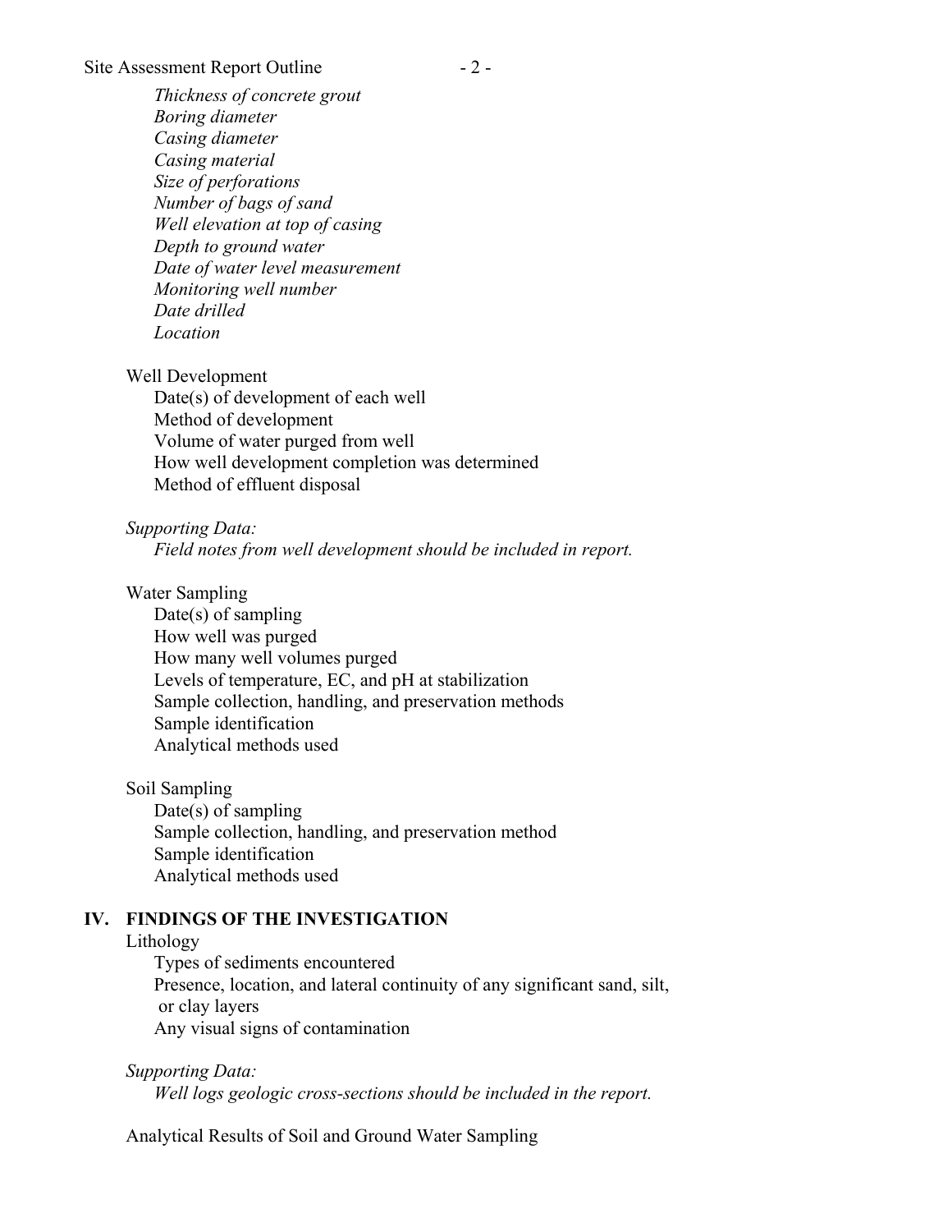*Thickness of concrete grout*
*Boring diameter*
*Casing diameter*
*Casing material*
*Size of perforations*
*Number of bags of sand*
*Well elevation at top of casing*
*Depth to ground water*
*Date of water level measurement*
*Monitoring well number*
*Date drilled*
*Location*

Well Development
- Date(s) of development of each well
- Method of development
- Volume of water purged from well
- How well development completion was determined
- Method of effluent disposal

*Supporting Data:*
*Field notes from well development should be included in report.*

Water Sampling
- Date(s) of sampling
- How well was purged
- How many well volumes purged
- Levels of temperature, EC, and pH at stabilization
- Sample collection, handling, and preservation methods
- Sample identification
- Analytical methods used

Soil Sampling
- Date(s) of sampling
- Sample collection, handling, and preservation method
- Sample identification
- Analytical methods used

## IV. FINDINGS OF THE INVESTIGATION

Lithology
- Types of sediments encountered
- Presence, location, and lateral continuity of any significant sand, silt, or clay layers
- Any visual signs of contamination

*Supporting Data:*
*Well logs geologic cross-sections should be included in the report.*

Analytical Results of Soil and Ground Water Sampling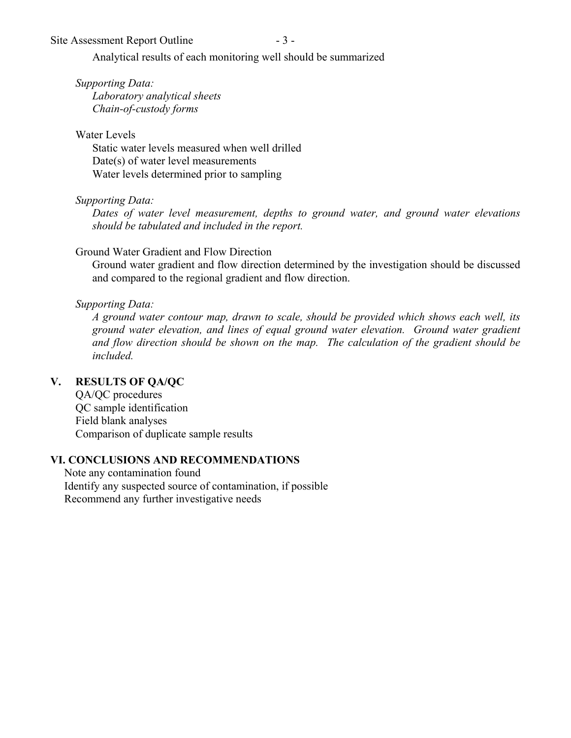Analytical results of each monitoring well should be summarized

*Supporting Data:*
*Laboratory analytical sheets*
*Chain-of-custody forms*

Water Levels

Static water levels measured when well drilled
Date(s) of water level measurements
Water levels determined prior to sampling

*Supporting Data:*
*Dates of water level measurement, depths to ground water, and ground water elevations should be tabulated and included in the report.*

Ground Water Gradient and Flow Direction

Ground water gradient and flow direction determined by the investigation should be discussed and compared to the regional gradient and flow direction.

*Supporting Data:*
*A ground water contour map, drawn to scale, should be provided which shows each well, its ground water elevation, and lines of equal ground water elevation. Ground water gradient and flow direction should be shown on the map. The calculation of the gradient should be included.*

## V. RESULTS OF QA/QC

QA/QC procedures
QC sample identification
Field blank analyses
Comparison of duplicate sample results

## VI. CONCLUSIONS AND RECOMMENDATIONS

Note any contamination found
Identify any suspected source of contamination, if possible
Recommend any further investigative needs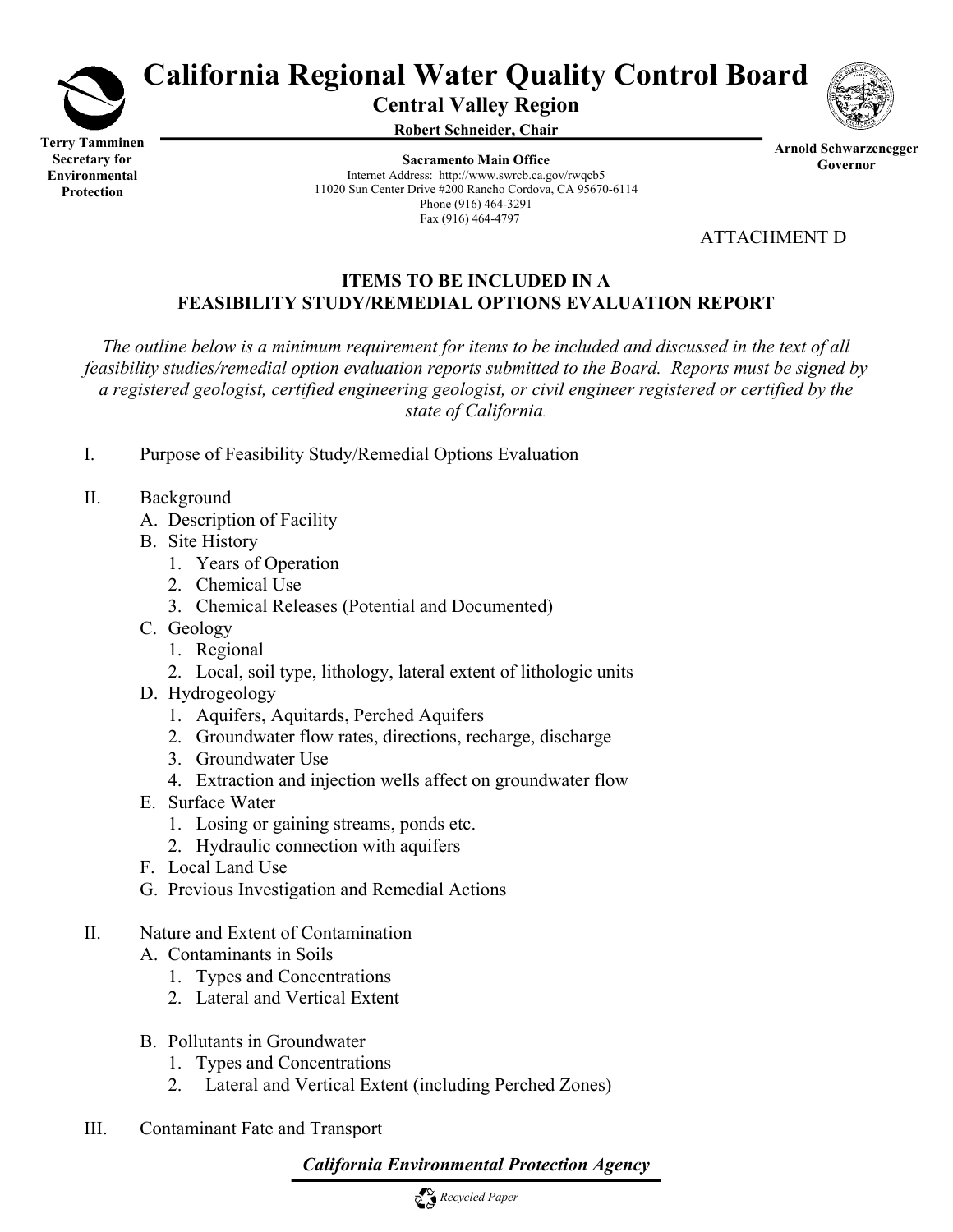# California Regional Water Quality Control Board

## Central Valley Region

**Robert Schneider, Chair**

**Terry Tamminen**
**Secretary for Environmental Protection**

**Sacramento Main Office**
Internet Address: http://www.swrcb.ca.gov/rwqcb5
11020 Sun Center Drive #200 Rancho Cordova, CA 95670-6114
Phone (916) 464-3291
Fax (916) 464-4797

**Arnold Schwarzenegger**
**Governor**

ATTACHMENT D

**ITEMS TO BE INCLUDED IN A FEASIBILITY STUDY/REMEDIAL OPTIONS EVALUATION REPORT**

*The outline below is a minimum requirement for items to be included and discussed in the text of all feasibility studies/remedial option evaluation reports submitted to the Board. Reports must be signed by a registered geologist, certified engineering geologist, or civil engineer registered or certified by the state of California.*

I. Purpose of Feasibility Study/Remedial Options Evaluation

II. Background
   - A. Description of Facility
   - B. Site History
     1. Years of Operation
     2. Chemical Use
     3. Chemical Releases (Potential and Documented)
   - C. Geology
     1. Regional
     2. Local, soil type, lithology, lateral extent of lithologic units
   - D. Hydrogeology
     1. Aquifers, Aquitards, Perched Aquifers
     2. Groundwater flow rates, directions, recharge, discharge
     3. Groundwater Use
     4. Extraction and injection wells affect on groundwater flow
   - E. Surface Water
     1. Losing or gaining streams, ponds etc.
     2. Hydraulic connection with aquifers
   - F. Local Land Use
   - G. Previous Investigation and Remedial Actions

II. Nature and Extent of Contamination
   - A. Contaminants in Soils
     1. Types and Concentrations
     2. Lateral and Vertical Extent
   - B. Pollutants in Groundwater
     1. Types and Concentrations
     2. Lateral and Vertical Extent (including Perched Zones)

III. Contaminant Fate and Transport

***California Environmental Protection Agency***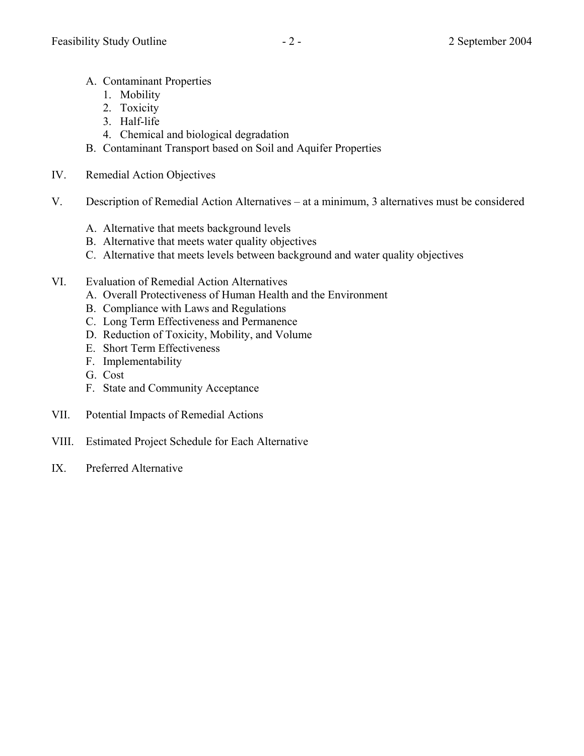A. Contaminant Properties
   1. Mobility
   2. Toxicity
   3. Half-life
   4. Chemical and biological degradation

B. Contaminant Transport based on Soil and Aquifer Properties

IV. Remedial Action Objectives

V. Description of Remedial Action Alternatives – at a minimum, 3 alternatives must be considered

   A. Alternative that meets background levels
   B. Alternative that meets water quality objectives
   C. Alternative that meets levels between background and water quality objectives

VI. Evaluation of Remedial Action Alternatives

   A. Overall Protectiveness of Human Health and the Environment
   B. Compliance with Laws and Regulations
   C. Long Term Effectiveness and Permanence
   D. Reduction of Toxicity, Mobility, and Volume
   E. Short Term Effectiveness
   F. Implementability
   G. Cost
   F. State and Community Acceptance

VII. Potential Impacts of Remedial Actions

VIII. Estimated Project Schedule for Each Alternative

IX. Preferred Alternative